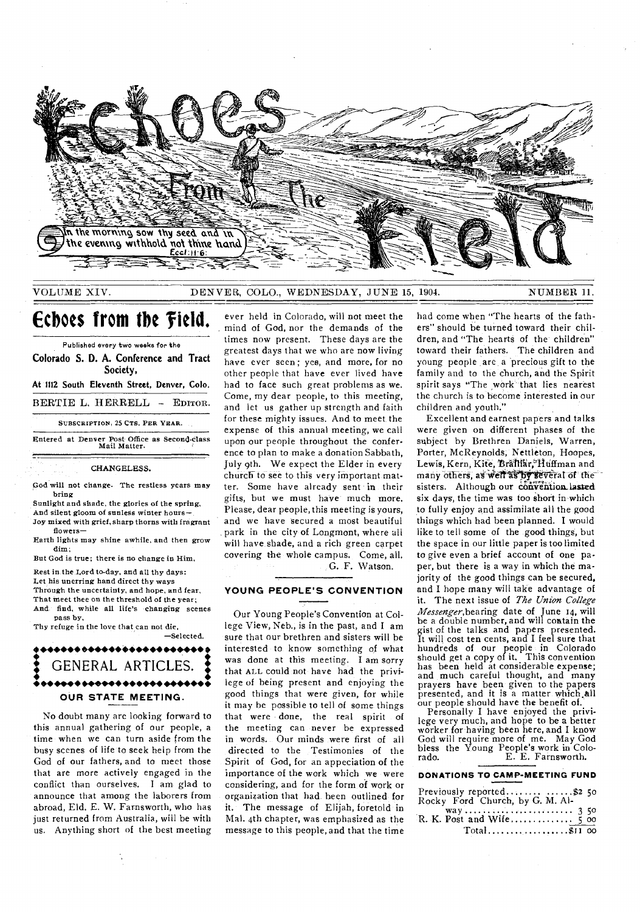# Echoes From The Field

In the morning sow thy seed and in the evening withhold not thine hand. Eccl. 11:6.

VOLUME XIV. DENVER, COLO., WEDNESDAY, JUNE 15, 1904. NUMBER 11.

## Echoes from the Field.

Published every two weeks for the

**Colorado S. D. A. Conference and Tract Society,**

**At 1112 South Eleventh Street, Denver, Colo.**

BERTIE L. HERRELL — EDITOR.

SUBSCRIPTION, 25 CTS. PER YEAR.

Entered at Denver Post Office as Second-class Mail Matter.

### CHANGELESS.

God will not change. The restless years may bring
Sunlight and shade, the glories of the spring,
And silent gloom of sunless winter hours—
Joy mixed with grief, sharp thorns with fragrant flowers—
Earth lights may shine awhile, and then grow dim;
But God is true; there is no change in Him.

Rest in the Lord to-day, and all thy days:
Let his unerring hand direct thy ways
Through the uncertainty, and hope, and fear,
That meet thee on the threshold of the year;
And find, while all life's changing scenes pass by,
Thy refuge in the love that can not die.

—Selected.

## GENERAL ARTICLES.

### OUR STATE MEETING.

No doubt many are looking forward to this annual gathering of our people, a time when we can turn aside from the busy scenes of life to seek help from the God of our fathers, and to meet those that are more actively engaged in the conflict than ourselves. I am glad to announce that among the laborers from abroad, Eld. E. W. Farnsworth, who has just returned from Australia, will be with us. Anything short of the best meeting ever held in Colorado, will not meet the mind of God, nor the demands of the times now present. These days are the greatest days that we who are now living have ever seen; yes, and more, for no other people that have ever lived have had to face such great problems as we. Come, my dear people, to this meeting, and let us gather up strength and faith for these mighty issues. And to meet the expense of this annual meeting, we call upon our people throughout the conference to plan to make a donation Sabbath, July 9th. We expect the Elder in every church to see to this very important matter. Some have already sent in their gifts, but we must have much more. Please, dear people, this meeting is yours, and we have secured a most beautiful park in the city of Longmont, where all will have shade, and a rich green carpet covering the whole campus. Come, all.

G. F. Watson.

### YOUNG PEOPLE'S CONVENTION

Our Young People's Convention at College View, Neb., is in the past, and I am sure that our brethren and sisters will be interested to know something of what was done at this meeting. I am sorry that ALL could not have had the privilege of being present and enjoying the good things that were given, for while it may be possible to tell of some things that were done, the real spirit of the meeting can never be expressed in words. Our minds were first of all directed to the Testimonies of the Spirit of God, for an appeciation of the importance of the work which we were considering, and for the form of work or organization that had been outlined for it. The message of Elijah, foretold in Mal. 4th chapter, was emphasized as the message to this people, and that the time had come when "The hearts of the fathers" should be turned toward their children, and "The hearts of the children" toward their fathers. The children and young people are a precious gift to the family and to the church, and the Spirit spirit says "The work that lies nearest the church is to become interested in our children and youth."

Excellent and earnest papers and talks were given on different phases of the subject by Brethren Daniels, Warren, Porter, McReynolds, Nettleton, Hoopes, Lewis, Kern, Kite, Brallier, Huffman and many others, as well as by several of the sisters. Although our convention lasted six days, the time was too short in which to fully enjoy and assimilate all the good things which had been planned. I would like to tell some of the good things, but the space in our little paper is too limited to give even a brief account of one paper, but there is a way in which the majority of the good things can be secured, and I hope many will take advantage of it. The next issue of *The Union College Messenger*, bearing date of June 14, will be a double number, and will contain the gist of the talks and papers presented. It will cost ten cents, and I feel sure that hundreds of our people in Colorado should get a copy of it. This convention has been held at considerable expense; and much careful thought, and many prayers have been given to the papers presented, and it is a matter which all our people should have the benefit of.

Personally I have enjoyed the privilege very much, and hope to be a better worker for having been here, and I know God will require more of me. May God bless the Young People's work in Colorado.

E. E. Farnsworth.

### DONATIONS TO CAMP-MEETING FUND

| | |
|---|---|
| Previously reported | $2 50 |
| Rocky Ford Church, by G. M. Alway | 3 50 |
| R. K. Post and Wife | 5 00 |
| Total | $11 00 |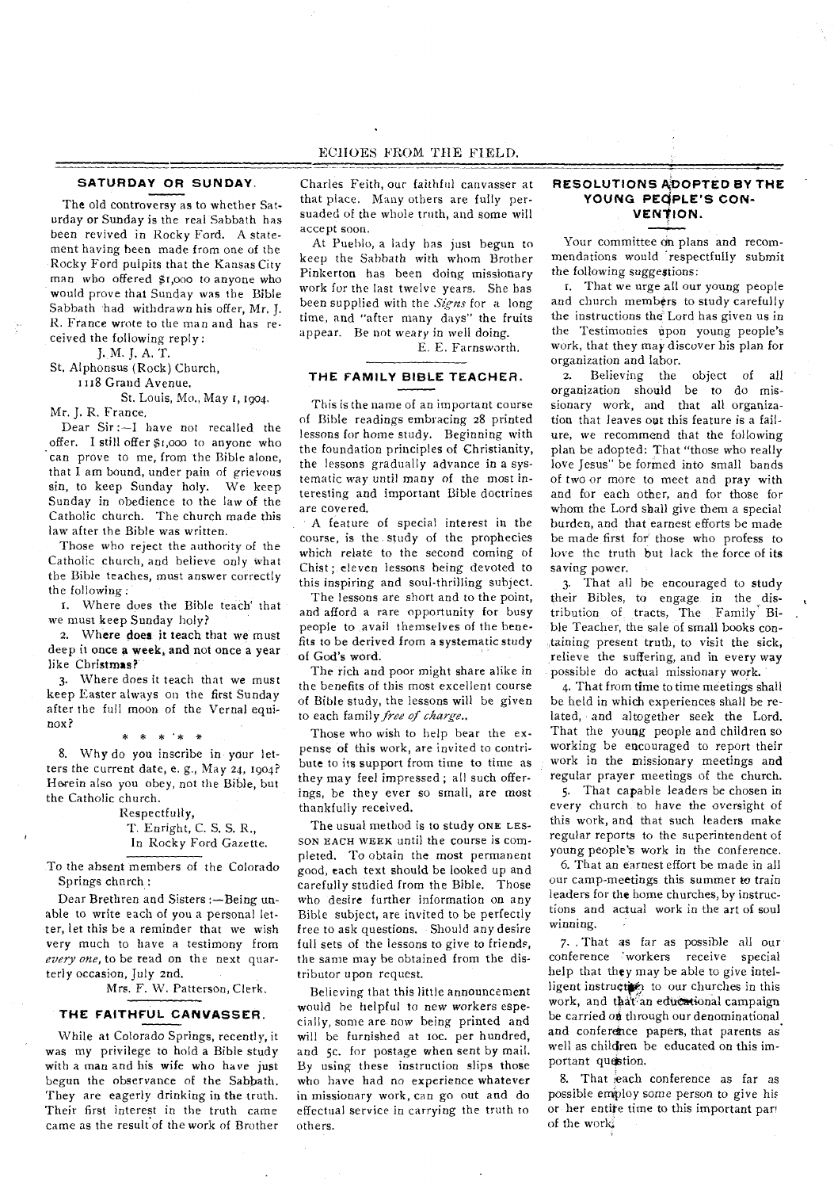## SATURDAY OR SUNDAY.

The old controversy as to whether Saturday or Sunday is the real Sabbath has been revived in Rocky Ford. A statement having been made from one of the Rocky Ford pulpits that the Kansas City man who offered $1,000 to anyone who would prove that Sunday was the Bible Sabbath had withdrawn his offer, Mr. J. R. France wrote to the man and has received the following reply:

J. M. J. A. T.

St. Alphonsus (Rock) Church,
1118 Grand Avenue,
St. Louis, Mo., May 1, 1904.

Mr. J. R. France.

Dear Sir:—I have not recalled the offer. I still offer $1,000 to anyone who can prove to me, from the Bible alone, that I am bound, under pain of grievous sin, to keep Sunday holy. We keep Sunday in obedience to the law of the Catholic church. The church made this law after the Bible was written.

Those who reject the authority of the Catholic church, and believe only what the Bible teaches, must answer correctly the following:

1. Where does the Bible teach that we must keep Sunday holy?

2. Where does it teach that we must deep it once a week, and not once a year like Christmas?

3. Where does it teach that we must keep Easter always on the first Sunday after the full moon of the Vernal equinox?

\* \* \* \* \*

8. Why do you inscribe in your letters the current date, e. g., May 24, 1904? Herein also you obey, not the Bible, but the Catholic church.

Respectfully,
T. Enright, C. S. S. R.,
In Rocky Ford Gazette.

To the absent members of the Colorado Springs church:

Dear Brethren and Sisters:—Being unable to write each of you a personal letter, let this be a reminder that we wish very much to have a testimony from *every one*, to be read on the next quarterly occasion, July 2nd.

Mrs. F. W. Patterson, Clerk.

## THE FAITHFUL CANVASSER.

While at Colorado Springs, recently, it was my privilege to hold a Bible study with a man and his wife who have just begun the observance of the Sabbath. They are eagerly drinking in the truth. Their first interest in the truth came came as the result of the work of Brother Charles Feith, our faithful canvasser at that place. Many others are fully persuaded of the whole truth, and some will accept soon.

At Pueblo, a lady has just begun to keep the Sabbath with whom Brother Pinkerton has been doing missionary work for the last twelve years. She has been supplied with the *Signs* for a long time, and "after many days" the fruits appear. Be not weary in well doing.

E. E. Farnsworth.

## THE FAMILY BIBLE TEACHER.

This is the name of an important course of Bible readings embracing 28 printed lessons for home study. Beginning with the foundation principles of Christianity, the lessons gradually advance in a systematic way until many of the most interesting and important Bible doctrines are covered.

A feature of special interest in the course, is the study of the prophecies which relate to the second coming of Chist; eleven lessons being devoted to this inspiring and soul-thrilling subject.

The lessons are short and to the point, and afford a rare opportunity for busy people to avail themselves of the benefits to be derived from a systematic study of God's word.

The rich and poor might share alike in the benefits of this most excellent course of Bible study, the lessons will be given to each family *free of charge*.

Those who wish to help bear the expense of this work, are invited to contribute to its support from time to time as they may feel impressed; all such offerings, be they ever so small, are most thankfully received.

The usual method is to study ONE LESSON EACH WEEK until the course is completed. To obtain the most permanent good, each text should be looked up and carefully studied from the Bible. Those who desire further information on any Bible subject, are invited to be perfectly free to ask questions. Should any desire full sets of the lessons to give to friends, the same may be obtained from the distributor upon request.

Believing that this little announcement would be helpful to new workers especially, some are now being printed and will be furnished at 10c. per hundred, and 5c. for postage when sent by mail. By using these instruction slips those who have had no experience whatever in missionary work, can go out and do effectual service in carrying the truth to others.

## RESOLUTIONS ADOPTED BY THE YOUNG PEOPLE'S CONVENTION.

Your committee on plans and recommendations would respectfully submit the following suggestions:

1. That we urge all our young people and church members to study carefully the instructions the Lord has given us in the Testimonies upon young people's work, that they may discover his plan for organization and labor.

2. Believing the object of all organization should be to do missionary work, and that all organization that leaves out this feature is a failure, we recommend that the following plan be adopted: That "those who really love Jesus" be formed into small bands of two or more to meet and pray with and for each other, and for those for whom the Lord shall give them a special burden, and that earnest efforts be made be made first for those who profess to love the truth but lack the force of its saving power.

3. That all be encouraged to study their Bibles, to engage in the distribution of tracts, The Family Bible Teacher, the sale of small books containing present truth, to visit the sick, relieve the suffering, and in every way possible do actual missionary work.

4. That from time to time meetings shall be held in which experiences shall be related, and altogether seek the Lord. That the young people and children so working be encouraged to report their work in the missionary meetings and regular prayer meetings of the church.

5. That capable leaders be chosen in every church to have the oversight of this work, and that such leaders make regular reports to the superintendent of young people's work in the conference.

6. That an earnest effort be made in all our camp-meetings this summer to train leaders for the home churches, by instructions and actual work in the art of soul winning.

7. That as far as possible all our conference workers receive special help that they may be able to give intelligent instruction to our churches in this work, and that an educational campaign be carried on through our denominational and conference papers, that parents as well as children be educated on this important question.

8. That each conference as far as possible employ some person to give his or her entire time to this important part of the work.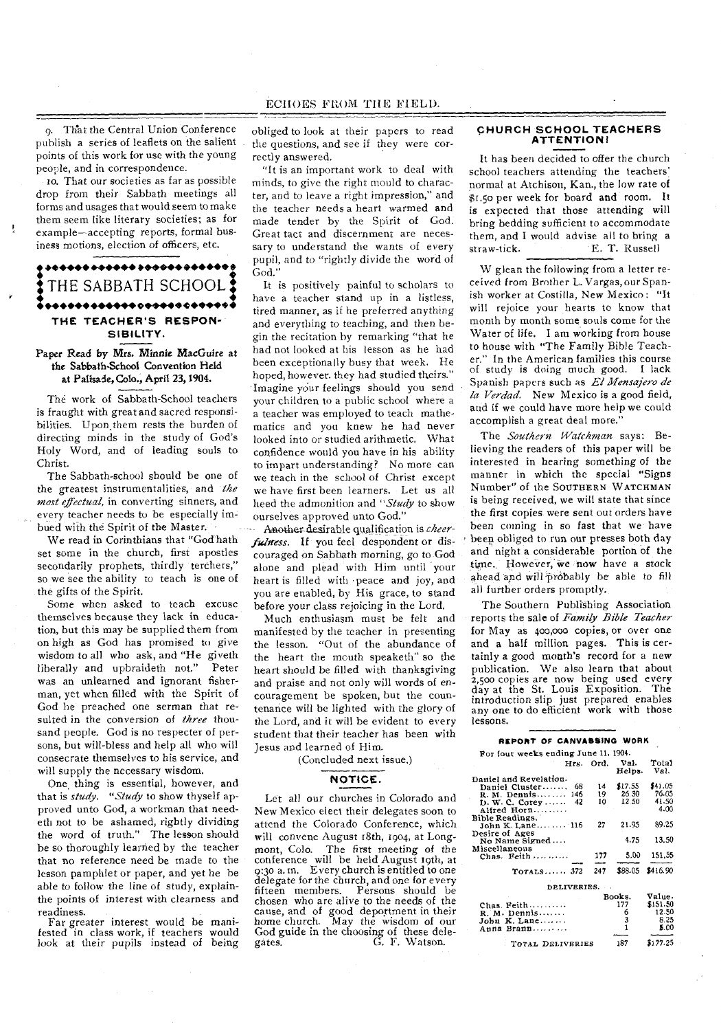9. That the Central Union Conference publish a series of leaflets on the salient points of this work for use with the young people, and in correspondence.

10. That our societies as far as possible drop from their Sabbath meetings all forms and usages that would seem to make them seem like literary societies; as for example—accepting reports, formal business motions, election of officers, etc.

## THE SABBATH SCHOOL

### THE TEACHER'S RESPONSIBILITY.

**Paper Read by Mrs. Minnie MacGuire at the Sabbath-School Convention Held at Palisade, Colo., April 23, 1904.**

The work of Sabbath-School teachers is fraught with great and sacred responsibilities. Upon them rests the burden of directing minds in the study of God's Holy Word, and of leading souls to Christ.

The Sabbath-school should be one of the greatest instrumentalities, and *the most effectual,* in converting sinners, and every teacher needs to be especially imbued with the Spirit of the Master.

We read in Corinthians that "God hath set some in the church, first apostles secondarily prophets, thirdly terchers," so we see the ability to teach is one of the gifts of the Spirit.

Some when asked to teach excuse themselves because they lack in education, but this may be supplied them from on high as God has promised to give wisdom to all who ask, and "He giveth liberally and upbraideth not." Peter was an unlearned and ignorant fisherman, yet when filled with the Spirit of God he preached one serman that resulted in the conversion of *three* thousand people. God is no respecter of persons, but will bless and help all who will consecrate themselves to his service, and will supply the necessary wisdom.

One thing is essential, however, and that is *study*. "*Study* to show thyself approved unto God, a workman that needeth not to be ashamed, rightly dividing the word of truth." The lesson should be so thoroughly learned by the teacher that no reference need be made to the lesson pamphlet or paper, and yet he be able to follow the line of study, explaining the points of interest with clearness and readiness.

Far greater interest would be manifested in class work, if teachers would look at their pupils instead of being obliged to look at their papers to read the questions, and see if they were correctly answered.

"It is an important work to deal with minds, to give the right mould to character, and to leave a right impression," and the teacher needs a heart warmed and made tender by the Spirit of God. Great tact and discernment are necessary to understand the wants of every pupil, and to "rightly divide the word of God."

It is positively painful to scholars to have a teacher stand up in a listless, tired manner, as if he preferred anything and everything to teaching, and then begin the recitation by remarking "that he had not looked at his lesson as he had been exceptionally busy that week. He hoped, however. they had studied theirs." Imagine your feelings should you send your children to a public school where a a teacher was employed to teach mathematics and you knew he had never looked into or studied arithmetic. What confidence would you have in his ability to impart understanding? No more can we teach in the school of Christ except we have first been learners. Let us all heed the admonition and "*Study* to show ourselves approved unto God."

Another desirable qualification is *cheerfulness*. If you feel despondent or discouraged on Sabbath morning, go to God alone and plead with Him until your heart is filled with peace and joy, and you are enabled, by His grace, to stand before your class rejoicing in the Lord.

Much enthusiasm must be felt and manifested by the teacher in presenting the lesson. "Out of the abundance of the heart the mouth speaketh" so the heart should be filled with thanksgiving and praise and not only will words of encouragement be spoken, but the countenance will be lighted with the glory of the Lord, and it will be evident to every student that their teacher has been with Jesus and learned of Him.

(Concluded next issue.)

### NOTICE.

Let all our churches in Colorado and New Mexico elect their delegates soon to attend the Colorado Conference, which will convene August 18th, 1904, at Longmont, Colo. The first meeting of the conference will be held August 19th, at 9:30 a. m. Every church is entitled to one delegate for the church, and one for every fifteen members. Persons should be chosen who are alive to the needs of the cause, and of good deportment in their home church. May the wisdom of our God guide in the choosing of these delegates.

G. F. Watson.

### CHURCH SCHOOL TEACHERS ATTENTION!

It has been decided to offer the church school teachers attending the teachers' normal at Atchison, Kan., the low rate of $1.50 per week for board and room. It is expected that those attending will bring bedding sufficient to accommodate them, and I would advise all to bring a straw-tick.

E. T. Russell

W glean the following from a letter received from Brother L. Vargas, our Spanish worker at Costilla, New Mexico: "It will rejoice your hearts to know that month by month some souls come for the Water of life. I am working from house to house with "The Family Bible Teacher." In the American families this course of study is doing much good. I lack Spanish papers such as *El Mensajero de la Verdad.* New Mexico is a good field, and if we could have more help we could accomplish a great deal more."

The *Southern Watchman* says: Believing the readers of this paper will be interested in hearing something of the manner in which the special "Signs Number" of the SOUTHERN WATCHMAN is being received, we will state that since the first copies were sent out orders have been coming in so fast that we have been obliged to run our presses both day and night a considerable portion of the time. However, we now have a stock ahead and will probably be able to fill all further orders promptly.

The Southern Publishing Association reports the sale of *Family Bible Teacher* for May as 400,000 copies, or over one and a half million pages. This is certainly a good month's record for a new publication. We also learn that about 2,500 copies are now being used every day at the St. Louis Exposition. The introduction slip just prepared enables any one to do efficient work with those lessons.

#### REPORT OF CANVASSING WORK

For four weeks ending June 11, 1904.

| | Hrs. | Ord. | Val. Helps. | Total Val. |
|---|---|---|---|---|
| Daniel and Revelation. | | | | |
| Daniel Cluster | 68 | 14 | $17.55 | $41.05 |
| R. M. Dennis | 146 | 19 | 26 30 | 76.05 |
| D. W. C. Corey | 42 | 10 | 12 50 | 41.50 |
| Alfred Horn | | | | 4.00 |
| Bible Readings. | | | | |
| John K. Lane | 116 | 27 | 21.95 | 89.25 |
| Desire of Ages | | | | |
| No Name Signed | | | 4.75 | 13.50 |
| Miscellaneous | | | | |
| Chas. Feith | | 177 | 5.00 | 151.55 |
| TOTALS | 372 | 247 | $88.05 | $416.90 |

#### DELIVERIES.

| | Books. | Value. |
|---|---|---|
| Chas. Feith | 177 | $151.50 |
| R. M. Dennis | 6 | 12.50 |
| John K. Lane | 3 | 8.25 |
| Anna Brann | 1 | 5.00 |
| TOTAL DELIVERIES | 187 | $177.25 |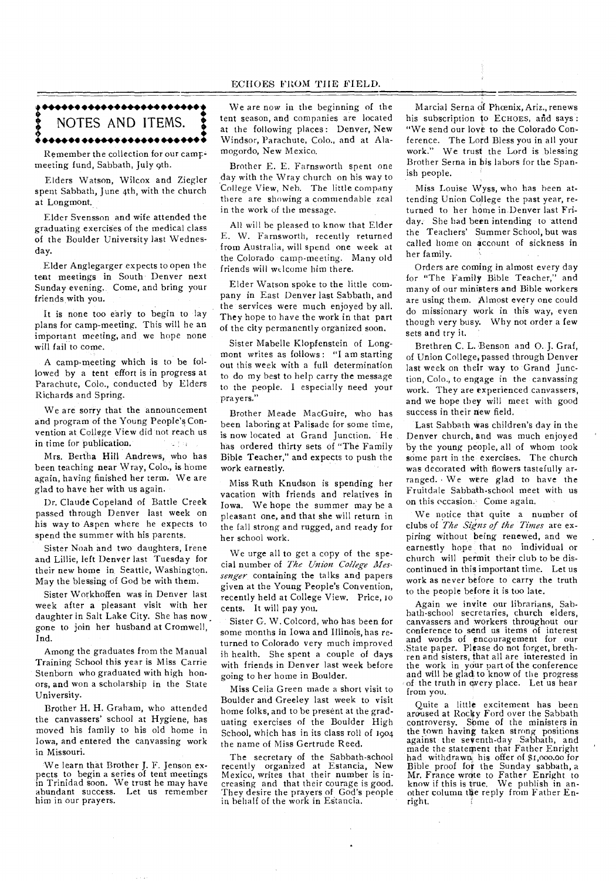## NOTES AND ITEMS.

Remember the collection for our camp-meeting fund, Sabbath, July 9th.

Elders Watson, Wilcox and Ziegler spent Sabbath, June 4th, with the church at Longmont.

Elder Svensson and wife attended the graduating exercises of the medical class of the Boulder University last Wednesday.

Elder Anglegarger expects to open the tent meetings in South Denver next Sunday evening. Come, and bring your friends with you.

It is none too early to begin to lay plans for camp-meeting. This will be an important meeting, and we hope none will fail to come.

A camp-meeting which is to be followed by a tent effort is in progress at Parachute, Colo., conducted by Elders Richards and Spring.

We are sorry that the announcement and program of the Young People's Convention at College View did not reach us in time for publication.

Mrs. Bertha Hill Andrews, who has been teaching near Wray, Colo., is home again, having finished her term. We are glad to have her with us again.

Dr. Claude Copeland of Battle Creek passed through Denver last week on his way to Aspen where he expects to spend the summer with his parents.

Sister Noah and two daughters, Irene and Lillie, left Denver last Tuesday for their new home in Seattle, Washington. May the blessing of God be with them.

Sister Workhoffen was in Denver last week after a pleasant visit with her daughter in Salt Lake City. She has now gone to join her husband at Cromwell, Ind.

Among the graduates from the Manual Training School this year is Miss Carrie Stenborn who graduated with high honors, and won a scholarship in the State University.

Brother H. H. Graham, who attended the canvassers' school at Hygiene, has moved his family to his old home in Iowa, and entered the canvassing work in Missouri.

We learn that Brother J. F. Jenson expects to begin a series of tent meetings in Trinidad soon. We trust he may have abundant success. Let us remember him in our prayers.

We are now in the beginning of the tent season, and companies are located at the following places: Denver, New Windsor, Parachute, Colo., and at Alamogordo, New Mexico.

Brother E. E. Farnsworth spent one day with the Wray church on his way to College View, Neb. The little company there are showing a commendable zeal in the work of the message.

All will be pleased to know that Elder E. W. Farnsworth, recently returned from Australia, will spend one week at the Colorado camp-meeting. Many old friends will welcome him there.

Elder Watson spoke to the little company in East Denver last Sabbath, and the services were much enjoyed by all. They hope to have the work in that part of the city permanently organized soon.

Sister Mabelle Klopfenstein of Longmont writes as follows: "I am starting out this week with a full determination to do my best to help carry the message to the people. I especially need your prayers."

Brother Meade MacGuire, who has been laboring at Palisade for some time, is now located at Grand Junction. He has ordered thirty sets of "The Family Bible Teacher," and expects to push the work earnestly.

Miss Ruth Knudson is spending her vacation with friends and relatives in Iowa. We hope the summer may be a pleasant one, and that she will return in the fall strong and rugged, and ready for her school work.

We urge all to get a copy of the special number of *The Union College Messenger* containing the talks and papers given at the Young People's Convention, recently held at College View. Price, 10 cents. It will pay you.

Sister G. W. Colcord, who has been for some months in Iowa and Illinois, has returned to Colorado very much improved in health. She spent a couple of days with friends in Denver last week before going to her home in Boulder.

Miss Celia Green made a short visit to Boulder and Greeley last week to visit home folks, and to be present at the graduating exercises of the Boulder High School, which has in its class roll of 1904 the name of Miss Gertrude Reed.

The secretary of the Sabbath-school recently organized at Estancia, New Mexico, writes that their number is increasing and that their courage is good. They desire the prayers of God's people in behalf of the work in Estancia.

Marcial Serna of Phœnix, Ariz., renews his subscription to ECHOES, and says: "We send our love to the Colorado Conference. The Lord Bless you in all your work." We trust the Lord is blessing Brother Serna in his labors for the Spanish people.

Miss Louise Wyss, who has been attending Union College the past year, returned to her home in Denver last Friday. She had been intending to attend the Teachers' Summer School, but was called home on account of sickness in her family.

Orders are coming in almost every day for "The Family Bible Teacher," and many of our ministers and Bible workers are using them. Almost every one could do missionary work in this way, even though very busy. Why not order a few sets and try it.

Brethren C. L. Benson and O. J. Graf, of Union College, passed through Denver last week on their way to Grand Junction, Colo., to engage in the canvassing work. They are experienced canvassers, and we hope they will meet with good success in their new field.

Last Sabbath was children's day in the Denver church, and was much enjoyed by the young people, all of whom took some part in the exercises. The church was decorated with flowers tastefully arranged. We were glad to have the Fruitdale Sabbath-school meet with us on this occasion. Come again.

We notice that quite a number of clubs of *The Signs of the Times* are expiring without being renewed, and we earnestly hope that no individual or church will permit their club to be discontinued in this important time. Let us work as never before to carry the truth to the people before it is too late.

Again we invite our librarians, Sabbath-school secretaries, church elders, canvassers and workers throughout our conference to send us items of interest and words of encouragement for our State paper. Please do not forget, brethren and sisters, that all are interested in the work in your part of the conference and will be glad to know of the progress of the truth in every place. Let us hear from you.

Quite a little excitement has been aroused at Rocky Ford over the Sabbath controversy. Some of the ministers in the town having taken strong positions against the seventh-day Sabbath, and made the statement that Father Enright had withdrawn his offer of $1,000.00 for Bible proof for the Sunday sabbath, a Mr. France wrote to Father Enright to know if this is true. We publish in another column the reply from Father Enright.